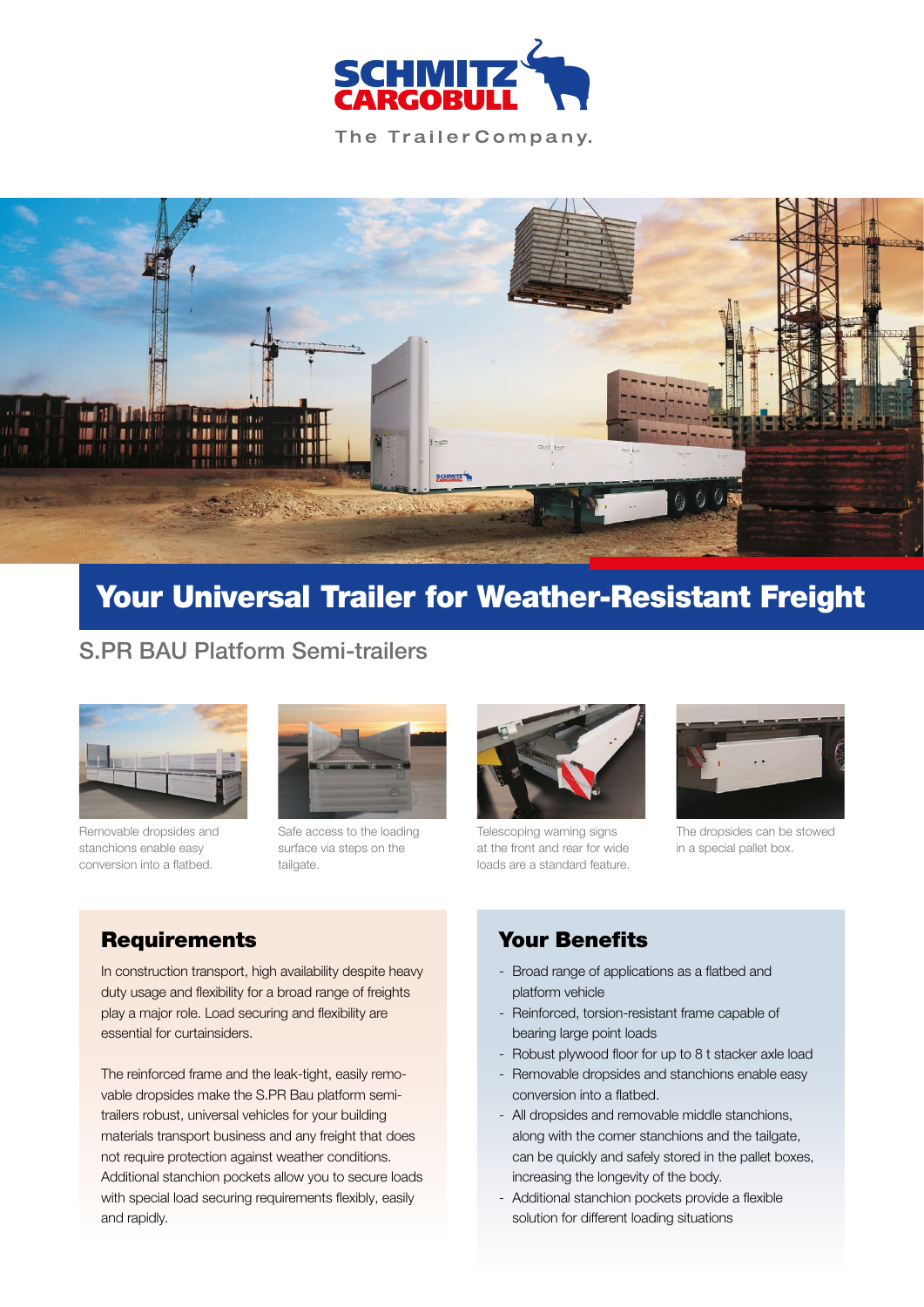SCHMITZ CARGOBULL

The Trailer Company.

# Your Universal Trailer for Weather-Resistant Freight

## S.PR BAU Platform Semi-trailers

Removable dropsides and stanchions enable easy conversion into a flatbed.

Safe access to the loading surface via steps on the tailgate.

Telescoping warning signs at the front and rear for wide loads are a standard feature.

The dropsides can be stowed in a special pallet box.

### Requirements

In construction transport, high availability despite heavy duty usage and flexibility for a broad range of freights play a major role. Load securing and flexibility are essential for curtainsiders.

The reinforced frame and the leak-tight, easily removable dropsides make the S.PR Bau platform semi-trailers robust, universal vehicles for your building materials transport business and any freight that does not require protection against weather conditions. Additional stanchion pockets allow you to secure loads with special load securing requirements flexibly, easily and rapidly.

### Your Benefits

- Broad range of applications as a flatbed and platform vehicle
- Reinforced, torsion-resistant frame capable of bearing large point loads
- Robust plywood floor for up to 8 t stacker axle load
- Removable dropsides and stanchions enable easy conversion into a flatbed.
- All dropsides and removable middle stanchions, along with the corner stanchions and the tailgate, can be quickly and safely stored in the pallet boxes, increasing the longevity of the body.
- Additional stanchion pockets provide a flexible solution for different loading situations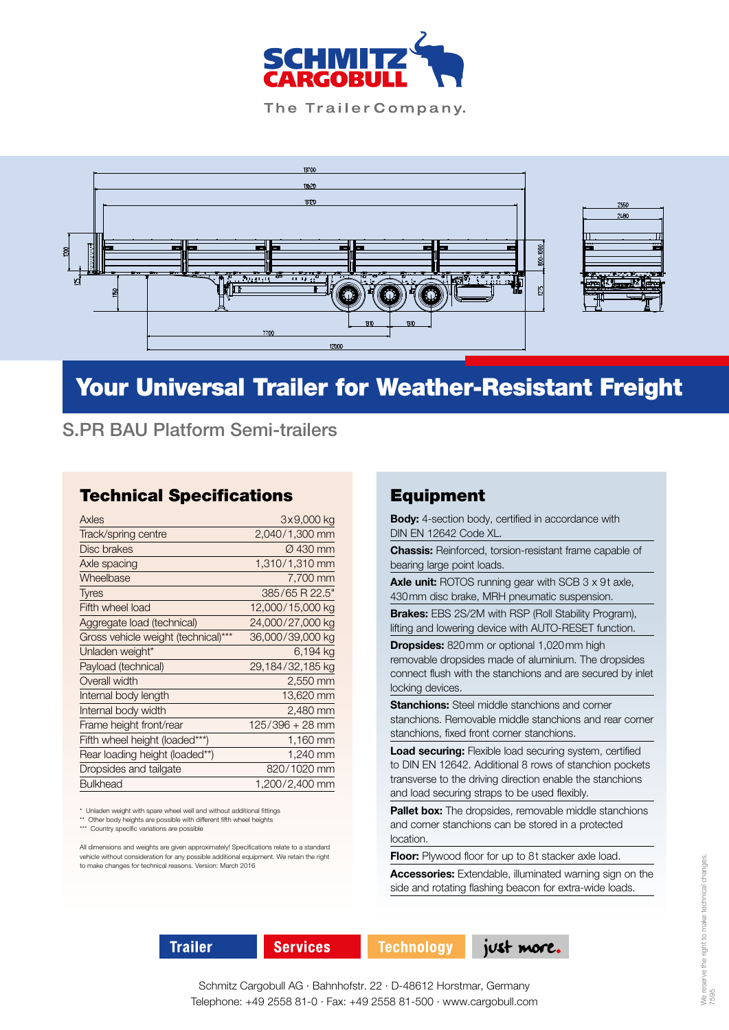SCHMITZ CARGOBULL

The Trailer Company.

13700
13620
13120
1200
125
1150
800–1000
1275
1310
1310
7700
12000
2550
2480

# Your Universal Trailer for Weather-Resistant Freight

## S.PR BAU Platform Semi-trailers

### Technical Specifications

| | |
|---|---|
| Axles | 3x9,000 kg |
| Track/spring centre | 2,040/1,300 mm |
| Disc brakes | Ø 430 mm |
| Axle spacing | 1,310/1,310 mm |
| Wheelbase | 7,700 mm |
| Tyres | 385/65 R 22.5" |
| Fifth wheel load | 12,000/15,000 kg |
| Aggregate load (technical) | 24,000/27,000 kg |
| Gross vehicle weight (technical)*** | 36,000/39,000 kg |
| Unladen weight* | 6,194 kg |
| Payload (technical) | 29,184/32,185 kg |
| Overall width | 2,550 mm |
| Internal body length | 13,620 mm |
| Internal body width | 2,480 mm |
| Frame height front/rear | 125/396 + 28 mm |
| Fifth wheel height (loaded***) | 1,160 mm |
| Rear loading height (loaded**) | 1,240 mm |
| Dropsides and tailgate | 820/1020 mm |
| Bulkhead | 1,200/2,400 mm |

* Unladen weight with spare wheel well and without additional fittings
** Other body heights are possible with different fifth wheel heights
*** Country specific variations are possible

All dimensions and weights are given approximately! Specifications relate to a standard vehicle without consideration for any possible additional equipment. We retain the right to make changes for technical reasons. Version: March 2016

### Equipment

**Body:** 4-section body, certified in accordance with DIN EN 12642 Code XL.

**Chassis:** Reinforced, torsion-resistant frame capable of bearing large point loads.

**Axle unit:** ROTOS running gear with SCB 3 x 9t axle, 430mm disc brake, MRH pneumatic suspension.

**Brakes:** EBS 2S/2M with RSP (Roll Stability Program), lifting and lowering device with AUTO-RESET function.

**Dropsides:** 820mm or optional 1,020mm high removable dropsides made of aluminium. The dropsides connect flush with the stanchions and are secured by inlet locking devices.

**Stanchions:** Steel middle stanchions and corner stanchions. Removable middle stanchions and rear corner stanchions, fixed front corner stanchions.

**Load securing:** Flexible load securing system, certified to DIN EN 12642. Additional 8 rows of stanchion pockets transverse to the driving direction enable the stanchions and load securing straps to be used flexibly.

**Pallet box:** The dropsides, removable middle stanchions and corner stanchions can be stored in a protected location.

**Floor:** Plywood floor for up to 8t stacker axle load.

**Accessories:** Extendable, illuminated warning sign on the side and rotating flashing beacon for extra-wide loads.

Trailer | Services | Technology | just more.

Schmitz Cargobull AG · Bahnhofstr. 22 · D-48612 Horstmar, Germany
Telephone: +49 2558 81-0 · Fax: +49 2558 81-500 · www.cargobull.com

We reserve the right to make technical changes. 7595